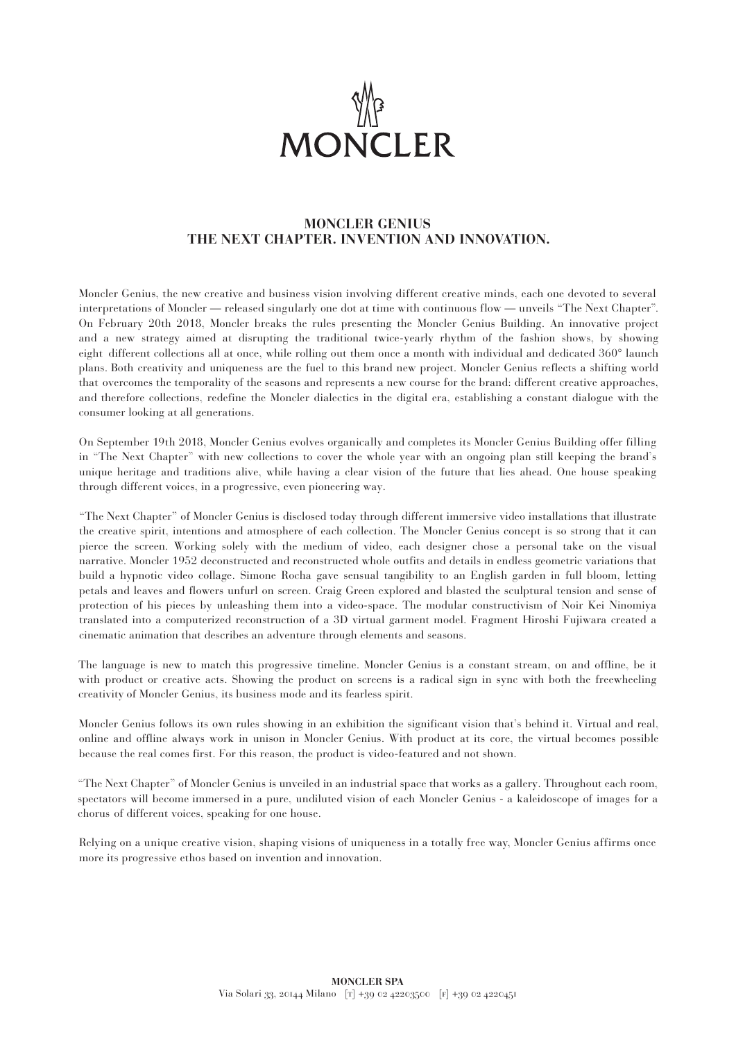# MONCLER

## MONCLER GENIUS
## THE NEXT CHAPTER. INVENTION AND INNOVATION.

Moncler Genius, the new creative and business vision involving different creative minds, each one devoted to several interpretations of Moncler — released singularly one dot at time with continuous flow — unveils "The Next Chapter". On February 20th 2018, Moncler breaks the rules presenting the Moncler Genius Building. An innovative project and a new strategy aimed at disrupting the traditional twice-yearly rhythm of the fashion shows, by showing eight different collections all at once, while rolling out them once a month with individual and dedicated 360° launch plans. Both creativity and uniqueness are the fuel to this brand new project. Moncler Genius reflects a shifting world that overcomes the temporality of the seasons and represents a new course for the brand: different creative approaches, and therefore collections, redefine the Moncler dialectics in the digital era, establishing a constant dialogue with the consumer looking at all generations.

On September 19th 2018, Moncler Genius evolves organically and completes its Moncler Genius Building offer filling in "The Next Chapter" with new collections to cover the whole year with an ongoing plan still keeping the brand's unique heritage and traditions alive, while having a clear vision of the future that lies ahead. One house speaking through different voices, in a progressive, even pioneering way.

"The Next Chapter" of Moncler Genius is disclosed today through different immersive video installations that illustrate the creative spirit, intentions and atmosphere of each collection. The Moncler Genius concept is so strong that it can pierce the screen. Working solely with the medium of video, each designer chose a personal take on the visual narrative. Moncler 1952 deconstructed and reconstructed whole outfits and details in endless geometric variations that build a hypnotic video collage. Simone Rocha gave sensual tangibility to an English garden in full bloom, letting petals and leaves and flowers unfurl on screen. Craig Green explored and blasted the sculptural tension and sense of protection of his pieces by unleashing them into a video-space. The modular constructivism of Noir Kei Ninomiya translated into a computerized reconstruction of a 3D virtual garment model. Fragment Hiroshi Fujiwara created a cinematic animation that describes an adventure through elements and seasons.

The language is new to match this progressive timeline. Moncler Genius is a constant stream, on and offline, be it with product or creative acts. Showing the product on screens is a radical sign in sync with both the freewheeling creativity of Moncler Genius, its business mode and its fearless spirit.

Moncler Genius follows its own rules showing in an exhibition the significant vision that's behind it. Virtual and real, online and offline always work in unison in Moncler Genius. With product at its core, the virtual becomes possible because the real comes first. For this reason, the product is video-featured and not shown.

"The Next Chapter" of Moncler Genius is unveiled in an industrial space that works as a gallery. Throughout each room, spectators will become immersed in a pure, undiluted vision of each Moncler Genius - a kaleidoscope of images for a chorus of different voices, speaking for one house.

Relying on a unique creative vision, shaping visions of uniqueness in a totally free way, Moncler Genius affirms once more its progressive ethos based on invention and innovation.

**MONCLER SPA**
Via Solari 33, 20144 Milano [T] +39 02 42203500 [F] +39 02 4220451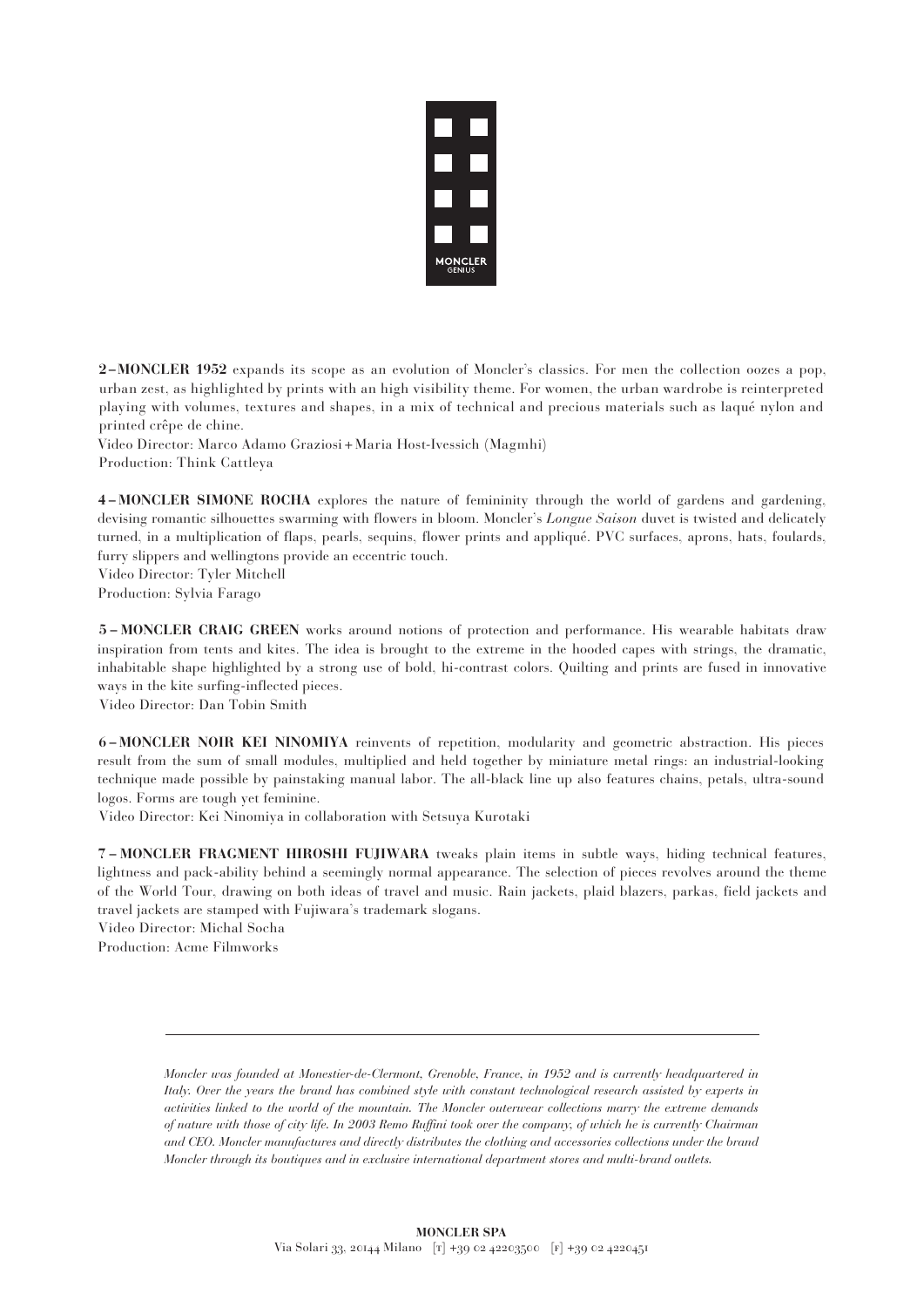MONCLER
GENIUS

**2 – MONCLER 1952** expands its scope as an evolution of Moncler's classics. For men the collection oozes a pop, urban zest, as highlighted by prints with an high visibility theme. For women, the urban wardrobe is reinterpreted playing with volumes, textures and shapes, in a mix of technical and precious materials such as laqué nylon and printed crêpe de chine.
Video Director: Marco Adamo Graziosi + Maria Host-Ivessich (Magmhi)
Production: Think Cattleya

**4 – MONCLER SIMONE ROCHA** explores the nature of femininity through the world of gardens and gardening, devising romantic silhouettes swarming with flowers in bloom. Moncler's *Longue Saison* duvet is twisted and delicately turned, in a multiplication of flaps, pearls, sequins, flower prints and appliqué. PVC surfaces, aprons, hats, foulards, furry slippers and wellingtons provide an eccentric touch.
Video Director: Tyler Mitchell
Production: Sylvia Farago

**5 – MONCLER CRAIG GREEN** works around notions of protection and performance. His wearable habitats draw inspiration from tents and kites. The idea is brought to the extreme in the hooded capes with strings, the dramatic, inhabitable shape highlighted by a strong use of bold, hi-contrast colors. Quilting and prints are fused in innovative ways in the kite surfing-inflected pieces.
Video Director: Dan Tobin Smith

**6 – MONCLER NOIR KEI NINOMIYA** reinvents of repetition, modularity and geometric abstraction. His pieces result from the sum of small modules, multiplied and held together by miniature metal rings: an industrial-looking technique made possible by painstaking manual labor. The all-black line up also features chains, petals, ultra-sound logos. Forms are tough yet feminine.
Video Director: Kei Ninomiya in collaboration with Setsuya Kurotaki

**7 – MONCLER FRAGMENT HIROSHI FUJIWARA** tweaks plain items in subtle ways, hiding technical features, lightness and pack-ability behind a seemingly normal appearance. The selection of pieces revolves around the theme of the World Tour, drawing on both ideas of travel and music. Rain jackets, plaid blazers, parkas, field jackets and travel jackets are stamped with Fujiwara's trademark slogans.
Video Director: Michal Socha
Production: Acme Filmworks

---

*Moncler was founded at Monestier-de-Clermont, Grenoble, France, in 1952 and is currently headquartered in Italy. Over the years the brand has combined style with constant technological research assisted by experts in activities linked to the world of the mountain. The Moncler outerwear collections marry the extreme demands of nature with those of city life. In 2003 Remo Ruffini took over the company, of which he is currently Chairman and CEO. Moncler manufactures and directly distributes the clothing and accessories collections under the brand Moncler through its boutiques and in exclusive international department stores and multi-brand outlets.*

**MONCLER SPA**
Via Solari 33, 20144 Milano [T] +39 02 42203500 [F] +39 02 4220451